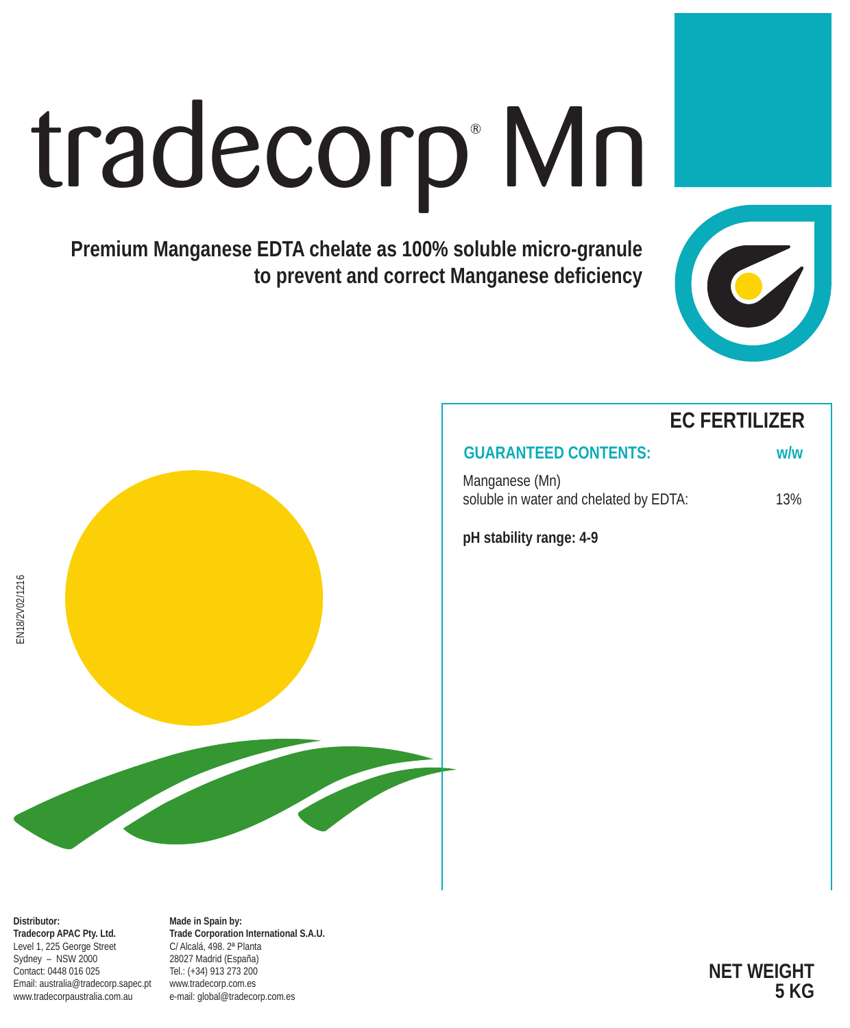# tradecorp® Mn

**Premium Manganese EDTA chelate as 100% soluble micro-granule to prevent and correct Manganese deficiency**

EN18/2V02/1216

## EC FERTILIZER

| GUARANTEED CONTENTS: | w/w |
|---|---|
| Manganese (Mn) soluble in water and chelated by EDTA: | 13% |

**pH stability range: 4-9**

**Distributor:**
**Tradecorp APAC Pty. Ltd.**
Level 1, 225 George Street
Sydney – NSW 2000
Contact: 0448 016 025
Email: australia@tradecorp.sapec.pt
www.tradecorpaustralia.com.au

**Made in Spain by:**
**Trade Corporation International S.A.U.**
C/ Alcalá, 498. 2ª Planta
28027 Madrid (España)
Tel.: (+34) 913 273 200
www.tradecorp.com.es
e-mail: global@tradecorp.com.es

**NET WEIGHT**
**5 KG**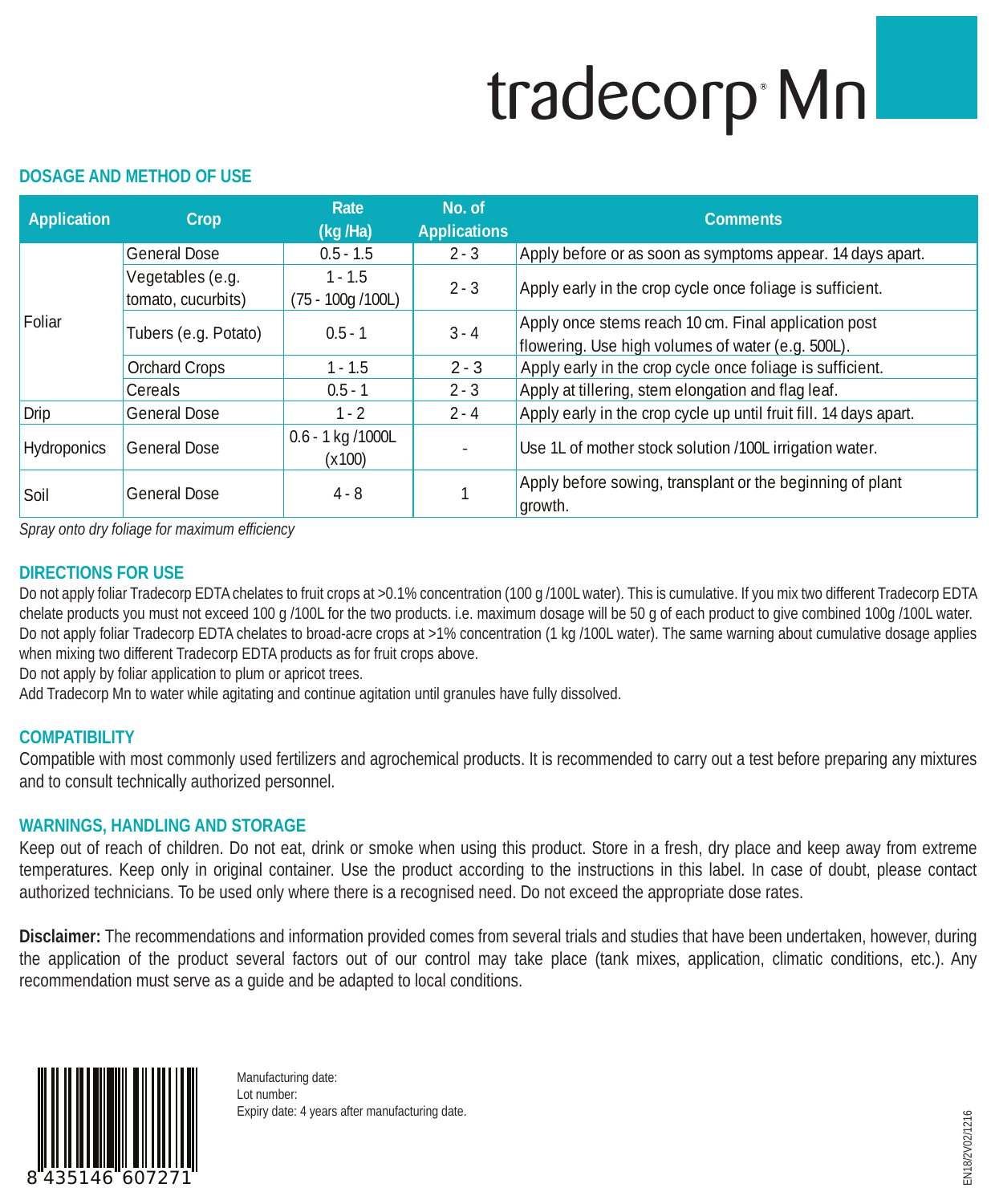# tradecorp Mn

## DOSAGE AND METHOD OF USE

| Application | Crop | Rate (kg /Ha) | No. of Applications | Comments |
|---|---|---|---|---|
| Foliar | General Dose | 0.5 - 1.5 | 2 - 3 | Apply before or as soon as symptoms appear. 14 days apart. |
| | Vegetables (e.g. tomato, cucurbits) | 1 - 1.5 (75 - 100g /100L) | 2 - 3 | Apply early in the crop cycle once foliage is sufficient. |
| | Tubers (e.g. Potato) | 0.5 - 1 | 3 - 4 | Apply once stems reach 10 cm. Final application post flowering. Use high volumes of water (e.g. 500L). |
| | Orchard Crops | 1 - 1.5 | 2 - 3 | Apply early in the crop cycle once foliage is sufficient. |
| | Cereals | 0.5 - 1 | 2 - 3 | Apply at tillering, stem elongation and flag leaf. |
| Drip | General Dose | 1 - 2 | 2 - 4 | Apply early in the crop cycle up until fruit fill. 14 days apart. |
| Hydroponics | General Dose | 0.6 - 1 kg /1000L (x100) | - | Use 1L of mother stock solution /100L irrigation water. |
| Soil | General Dose | 4 - 8 | 1 | Apply before sowing, transplant or the beginning of plant growth. |

*Spray onto dry foliage for maximum efficiency*

## DIRECTIONS FOR USE

Do not apply foliar Tradecorp EDTA chelates to fruit crops at >0.1% concentration (100 g /100L water). This is cumulative. If you mix two different Tradecorp EDTA chelate products you must not exceed 100 g /100L for the two products. i.e. maximum dosage will be 50 g of each product to give combined 100g /100L water.
Do not apply foliar Tradecorp EDTA chelates to broad-acre crops at >1% concentration (1 kg /100L water). The same warning about cumulative dosage applies when mixing two different Tradecorp EDTA products as for fruit crops above.
Do not apply by foliar application to plum or apricot trees.
Add Tradecorp Mn to water while agitating and continue agitation until granules have fully dissolved.

## COMPATIBILITY

Compatible with most commonly used fertilizers and agrochemical products. It is recommended to carry out a test before preparing any mixtures and to consult technically authorized personnel.

## WARNINGS, HANDLING AND STORAGE

Keep out of reach of children. Do not eat, drink or smoke when using this product. Store in a fresh, dry place and keep away from extreme temperatures. Keep only in original container. Use the product according to the instructions in this label. In case of doubt, please contact authorized technicians. To be used only where there is a recognised need. Do not exceed the appropriate dose rates.

**Disclaimer:** The recommendations and information provided comes from several trials and studies that have been undertaken, however, during the application of the product several factors out of our control may take place (tank mixes, application, climatic conditions, etc.). Any recommendation must serve as a guide and be adapted to local conditions.

8 435146 607271

Manufacturing date:
Lot number:
Expiry date: 4 years after manufacturing date.

EN18/2V02/1216